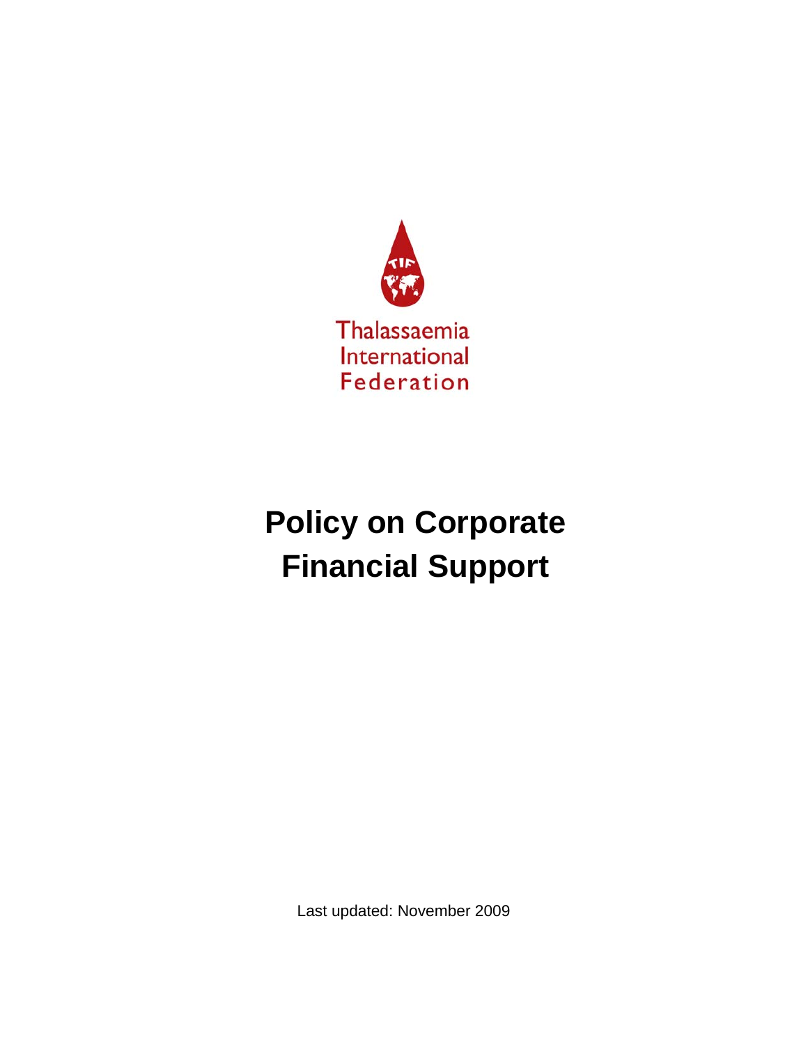Thalassaemia
International
Federation

# Policy on Corporate Financial Support

Last updated: November 2009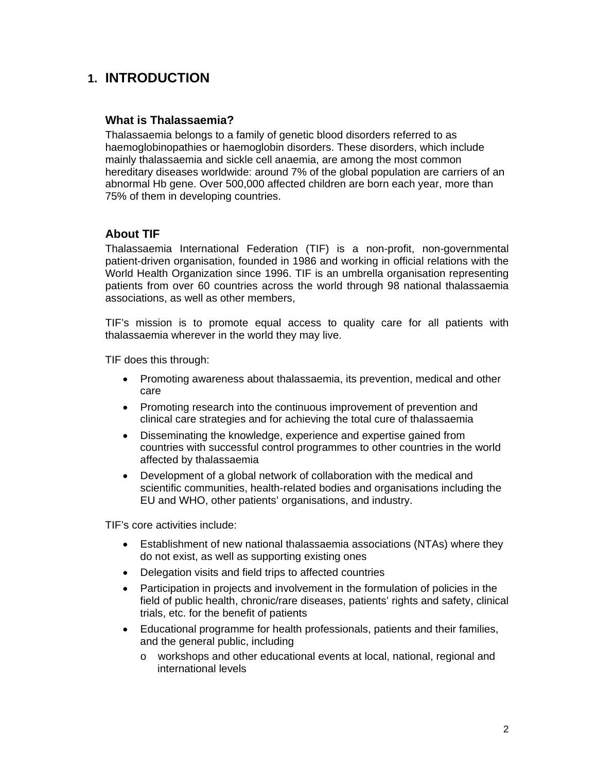# 1. INTRODUCTION

## What is Thalassaemia?

Thalassaemia belongs to a family of genetic blood disorders referred to as haemoglobinopathies or haemoglobin disorders. These disorders, which include mainly thalassaemia and sickle cell anaemia, are among the most common hereditary diseases worldwide: around 7% of the global population are carriers of an abnormal Hb gene. Over 500,000 affected children are born each year, more than 75% of them in developing countries.

## About TIF

Thalassaemia International Federation (TIF) is a non-profit, non-governmental patient-driven organisation, founded in 1986 and working in official relations with the World Health Organization since 1996. TIF is an umbrella organisation representing patients from over 60 countries across the world through 98 national thalassaemia associations, as well as other members,

TIF's mission is to promote equal access to quality care for all patients with thalassaemia wherever in the world they may live.

TIF does this through:

- Promoting awareness about thalassaemia, its prevention, medical and other care
- Promoting research into the continuous improvement of prevention and clinical care strategies and for achieving the total cure of thalassaemia
- Disseminating the knowledge, experience and expertise gained from countries with successful control programmes to other countries in the world affected by thalassaemia
- Development of a global network of collaboration with the medical and scientific communities, health-related bodies and organisations including the EU and WHO, other patients' organisations, and industry.

TIF's core activities include:

- Establishment of new national thalassaemia associations (NTAs) where they do not exist, as well as supporting existing ones
- Delegation visits and field trips to affected countries
- Participation in projects and involvement in the formulation of policies in the field of public health, chronic/rare diseases, patients' rights and safety, clinical trials, etc. for the benefit of patients
- Educational programme for health professionals, patients and their families, and the general public, including
  - workshops and other educational events at local, national, regional and international levels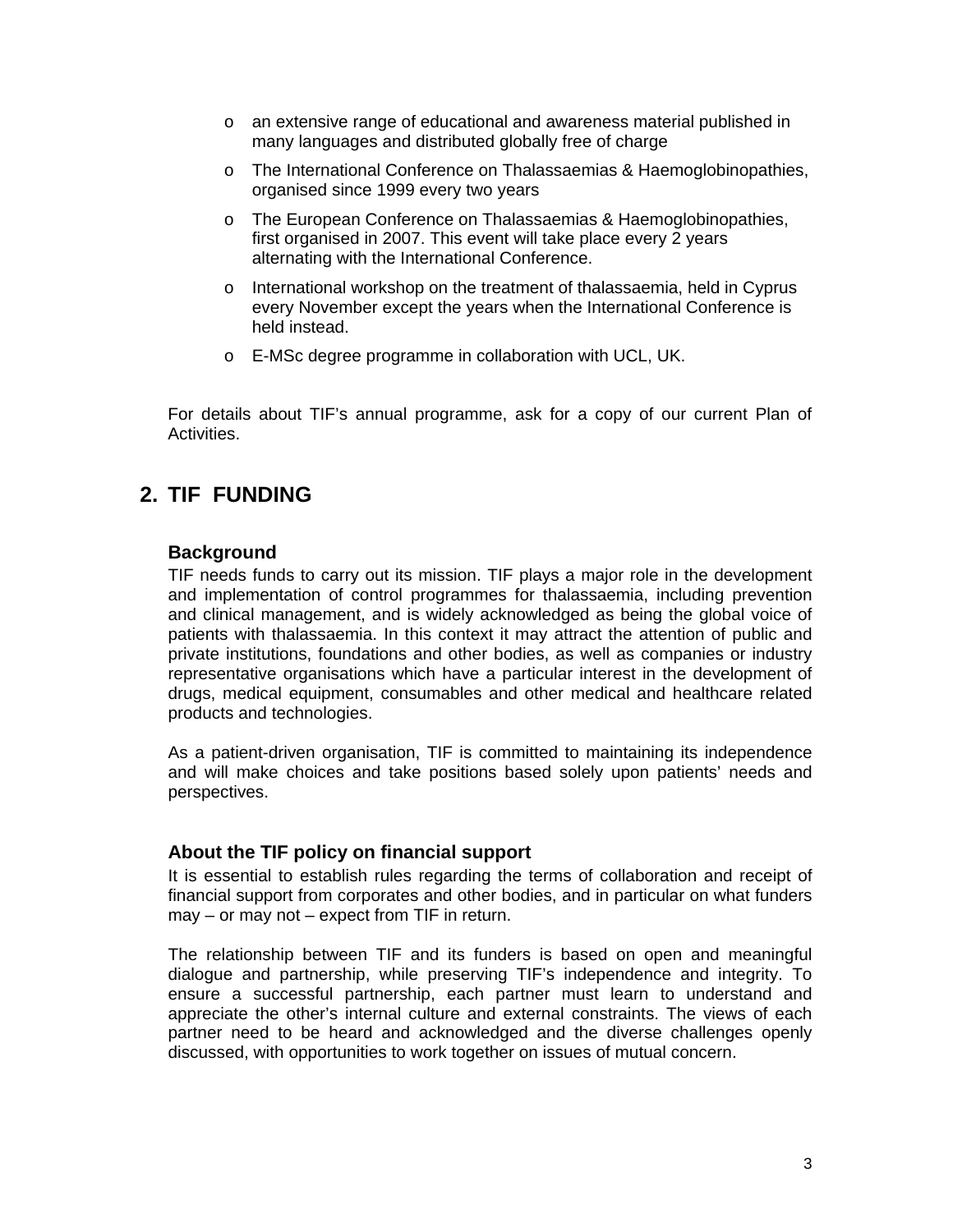- an extensive range of educational and awareness material published in many languages and distributed globally free of charge
- The International Conference on Thalassaemias & Haemoglobinopathies, organised since 1999 every two years
- The European Conference on Thalassaemias & Haemoglobinopathies, first organised in 2007. This event will take place every 2 years alternating with the International Conference.
- International workshop on the treatment of thalassaemia, held in Cyprus every November except the years when the International Conference is held instead.
- E-MSc degree programme in collaboration with UCL, UK.

For details about TIF's annual programme, ask for a copy of our current Plan of Activities.

## 2. TIF FUNDING

### Background

TIF needs funds to carry out its mission. TIF plays a major role in the development and implementation of control programmes for thalassaemia, including prevention and clinical management, and is widely acknowledged as being the global voice of patients with thalassaemia. In this context it may attract the attention of public and private institutions, foundations and other bodies, as well as companies or industry representative organisations which have a particular interest in the development of drugs, medical equipment, consumables and other medical and healthcare related products and technologies.

As a patient-driven organisation, TIF is committed to maintaining its independence and will make choices and take positions based solely upon patients' needs and perspectives.

### About the TIF policy on financial support

It is essential to establish rules regarding the terms of collaboration and receipt of financial support from corporates and other bodies, and in particular on what funders may – or may not – expect from TIF in return.

The relationship between TIF and its funders is based on open and meaningful dialogue and partnership, while preserving TIF's independence and integrity. To ensure a successful partnership, each partner must learn to understand and appreciate the other's internal culture and external constraints. The views of each partner need to be heard and acknowledged and the diverse challenges openly discussed, with opportunities to work together on issues of mutual concern.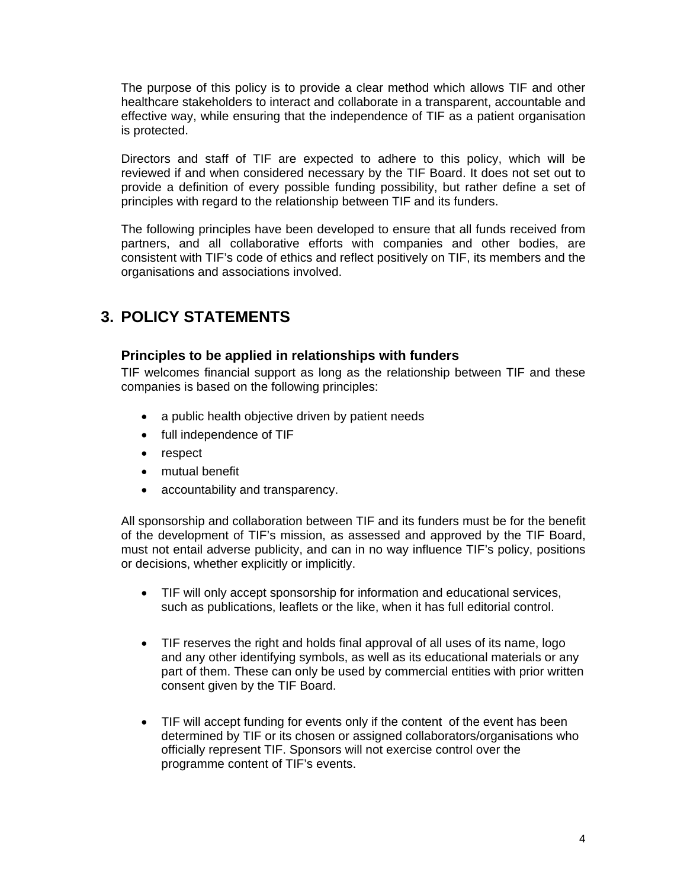The purpose of this policy is to provide a clear method which allows TIF and other healthcare stakeholders to interact and collaborate in a transparent, accountable and effective way, while ensuring that the independence of TIF as a patient organisation is protected.

Directors and staff of TIF are expected to adhere to this policy, which will be reviewed if and when considered necessary by the TIF Board. It does not set out to provide a definition of every possible funding possibility, but rather define a set of principles with regard to the relationship between TIF and its funders.

The following principles have been developed to ensure that all funds received from partners, and all collaborative efforts with companies and other bodies, are consistent with TIF's code of ethics and reflect positively on TIF, its members and the organisations and associations involved.

## 3. POLICY STATEMENTS

### Principles to be applied in relationships with funders

TIF welcomes financial support as long as the relationship between TIF and these companies is based on the following principles:

- a public health objective driven by patient needs
- full independence of TIF
- respect
- mutual benefit
- accountability and transparency.

All sponsorship and collaboration between TIF and its funders must be for the benefit of the development of TIF's mission, as assessed and approved by the TIF Board, must not entail adverse publicity, and can in no way influence TIF's policy, positions or decisions, whether explicitly or implicitly.

- TIF will only accept sponsorship for information and educational services, such as publications, leaflets or the like, when it has full editorial control.

- TIF reserves the right and holds final approval of all uses of its name, logo and any other identifying symbols, as well as its educational materials or any part of them. These can only be used by commercial entities with prior written consent given by the TIF Board.

- TIF will accept funding for events only if the content of the event has been determined by TIF or its chosen or assigned collaborators/organisations who officially represent TIF. Sponsors will not exercise control over the programme content of TIF's events.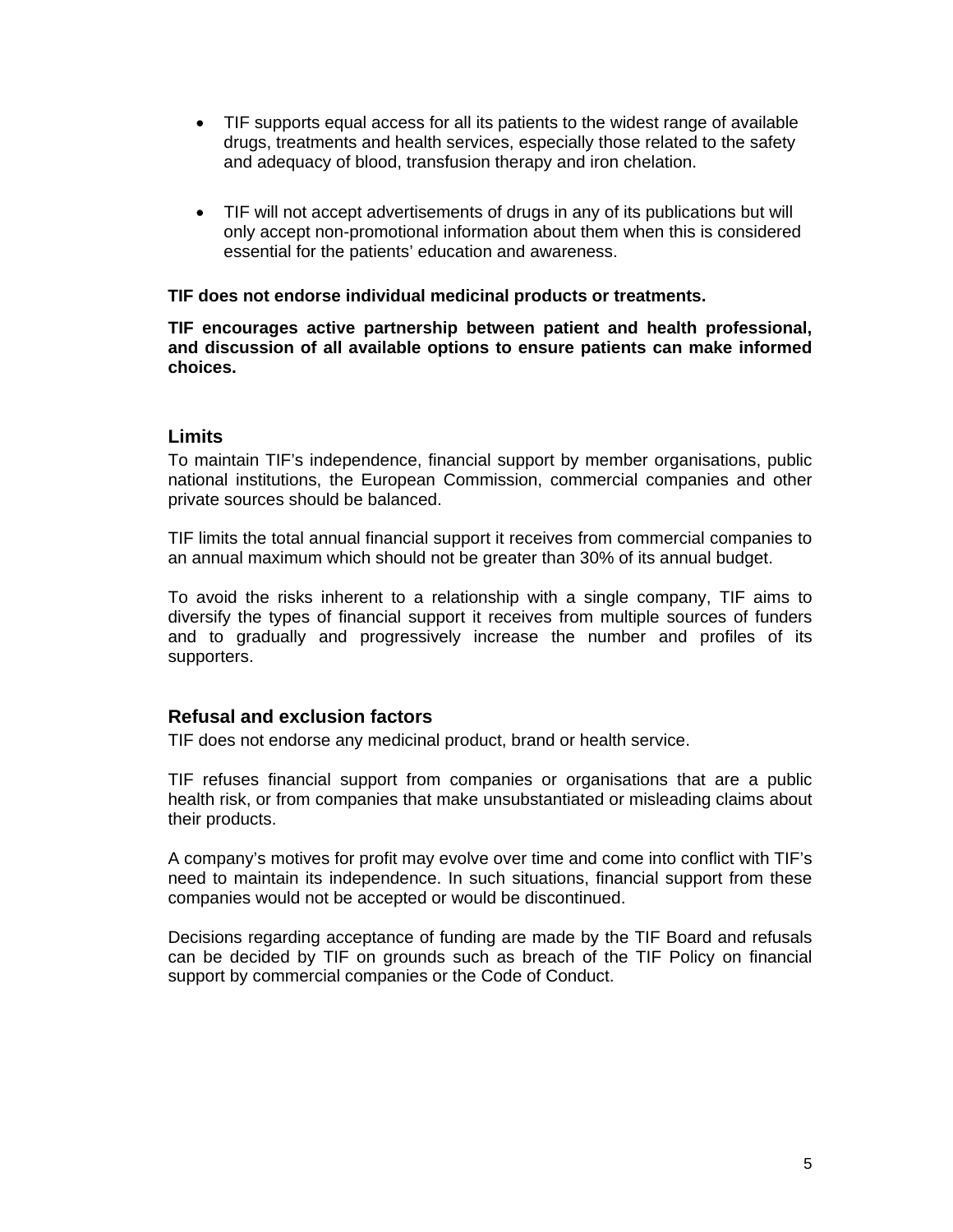- TIF supports equal access for all its patients to the widest range of available drugs, treatments and health services, especially those related to the safety and adequacy of blood, transfusion therapy and iron chelation.

- TIF will not accept advertisements of drugs in any of its publications but will only accept non-promotional information about them when this is considered essential for the patients' education and awareness.

**TIF does not endorse individual medicinal products or treatments.**

**TIF encourages active partnership between patient and health professional, and discussion of all available options to ensure patients can make informed choices.**

## Limits

To maintain TIF's independence, financial support by member organisations, public national institutions, the European Commission, commercial companies and other private sources should be balanced.

TIF limits the total annual financial support it receives from commercial companies to an annual maximum which should not be greater than 30% of its annual budget.

To avoid the risks inherent to a relationship with a single company, TIF aims to diversify the types of financial support it receives from multiple sources of funders and to gradually and progressively increase the number and profiles of its supporters.

## Refusal and exclusion factors

TIF does not endorse any medicinal product, brand or health service.

TIF refuses financial support from companies or organisations that are a public health risk, or from companies that make unsubstantiated or misleading claims about their products.

A company's motives for profit may evolve over time and come into conflict with TIF's need to maintain its independence. In such situations, financial support from these companies would not be accepted or would be discontinued.

Decisions regarding acceptance of funding are made by the TIF Board and refusals can be decided by TIF on grounds such as breach of the TIF Policy on financial support by commercial companies or the Code of Conduct.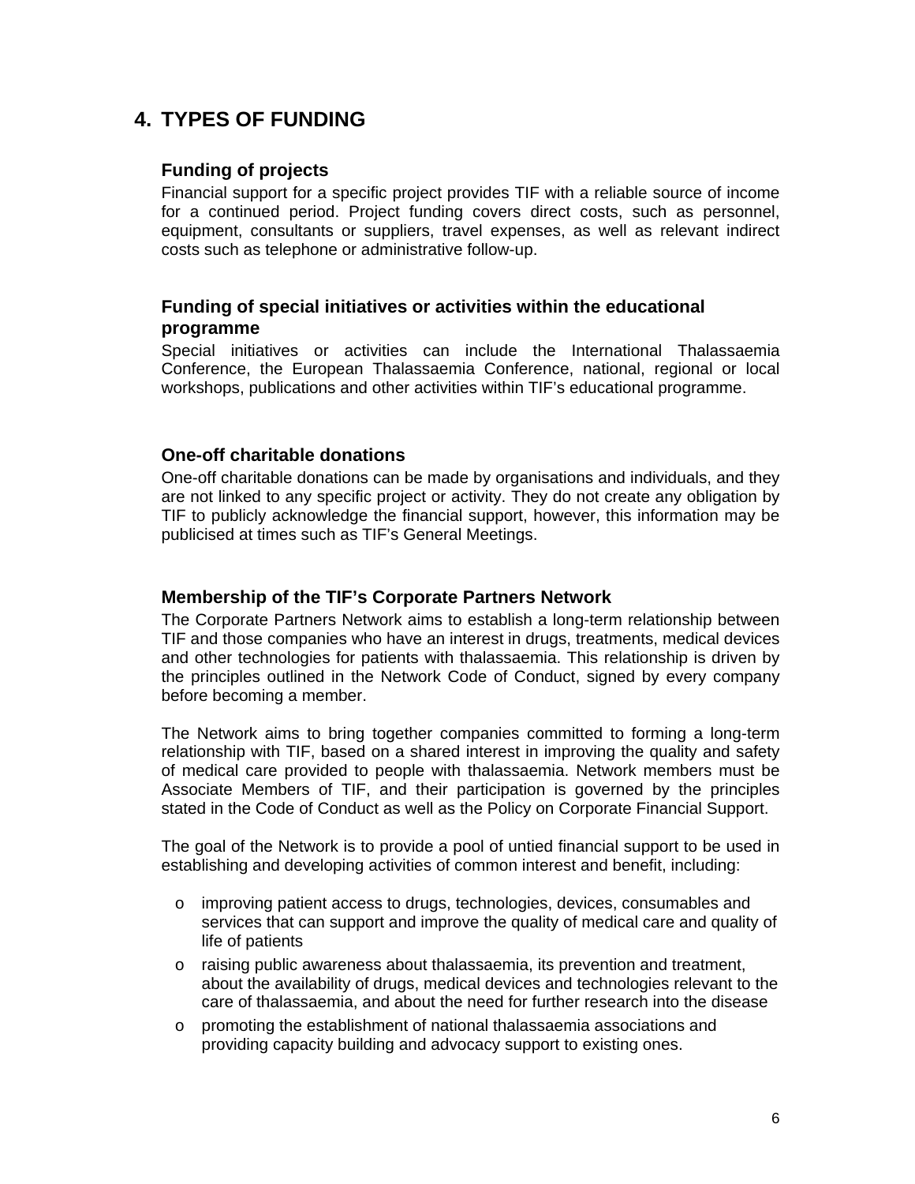# 4. TYPES OF FUNDING

### Funding of projects

Financial support for a specific project provides TIF with a reliable source of income for a continued period. Project funding covers direct costs, such as personnel, equipment, consultants or suppliers, travel expenses, as well as relevant indirect costs such as telephone or administrative follow-up.

### Funding of special initiatives or activities within the educational programme

Special initiatives or activities can include the International Thalassaemia Conference, the European Thalassaemia Conference, national, regional or local workshops, publications and other activities within TIF's educational programme.

### One-off charitable donations

One-off charitable donations can be made by organisations and individuals, and they are not linked to any specific project or activity. They do not create any obligation by TIF to publicly acknowledge the financial support, however, this information may be publicised at times such as TIF's General Meetings.

### Membership of the TIF's Corporate Partners Network

The Corporate Partners Network aims to establish a long-term relationship between TIF and those companies who have an interest in drugs, treatments, medical devices and other technologies for patients with thalassaemia. This relationship is driven by the principles outlined in the Network Code of Conduct, signed by every company before becoming a member.

The Network aims to bring together companies committed to forming a long-term relationship with TIF, based on a shared interest in improving the quality and safety of medical care provided to people with thalassaemia. Network members must be Associate Members of TIF, and their participation is governed by the principles stated in the Code of Conduct as well as the Policy on Corporate Financial Support.

The goal of the Network is to provide a pool of untied financial support to be used in establishing and developing activities of common interest and benefit, including:

- improving patient access to drugs, technologies, devices, consumables and services that can support and improve the quality of medical care and quality of life of patients
- raising public awareness about thalassaemia, its prevention and treatment, about the availability of drugs, medical devices and technologies relevant to the care of thalassaemia, and about the need for further research into the disease
- promoting the establishment of national thalassaemia associations and providing capacity building and advocacy support to existing ones.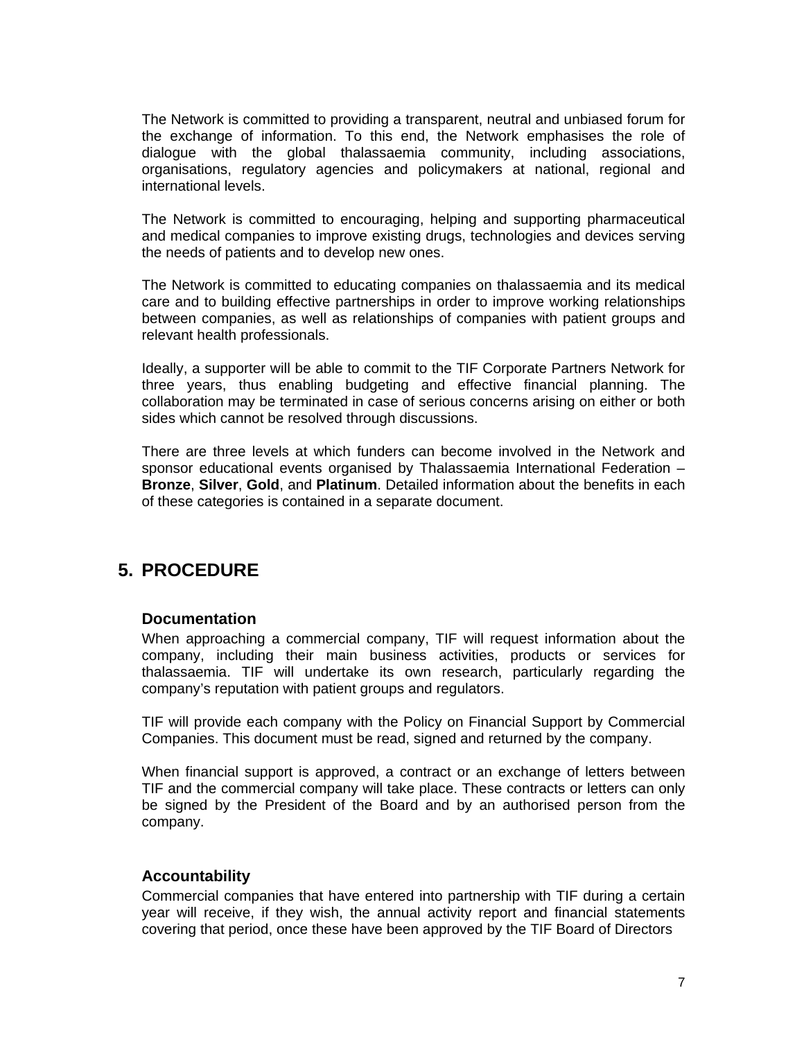The Network is committed to providing a transparent, neutral and unbiased forum for the exchange of information. To this end, the Network emphasises the role of dialogue with the global thalassaemia community, including associations, organisations, regulatory agencies and policymakers at national, regional and international levels.

The Network is committed to encouraging, helping and supporting pharmaceutical and medical companies to improve existing drugs, technologies and devices serving the needs of patients and to develop new ones.

The Network is committed to educating companies on thalassaemia and its medical care and to building effective partnerships in order to improve working relationships between companies, as well as relationships of companies with patient groups and relevant health professionals.

Ideally, a supporter will be able to commit to the TIF Corporate Partners Network for three years, thus enabling budgeting and effective financial planning. The collaboration may be terminated in case of serious concerns arising on either or both sides which cannot be resolved through discussions.

There are three levels at which funders can become involved in the Network and sponsor educational events organised by Thalassaemia International Federation – **Bronze**, **Silver**, **Gold**, and **Platinum**. Detailed information about the benefits in each of these categories is contained in a separate document.

## 5. PROCEDURE

### Documentation

When approaching a commercial company, TIF will request information about the company, including their main business activities, products or services for thalassaemia. TIF will undertake its own research, particularly regarding the company's reputation with patient groups and regulators.

TIF will provide each company with the Policy on Financial Support by Commercial Companies. This document must be read, signed and returned by the company.

When financial support is approved, a contract or an exchange of letters between TIF and the commercial company will take place. These contracts or letters can only be signed by the President of the Board and by an authorised person from the company.

### Accountability

Commercial companies that have entered into partnership with TIF during a certain year will receive, if they wish, the annual activity report and financial statements covering that period, once these have been approved by the TIF Board of Directors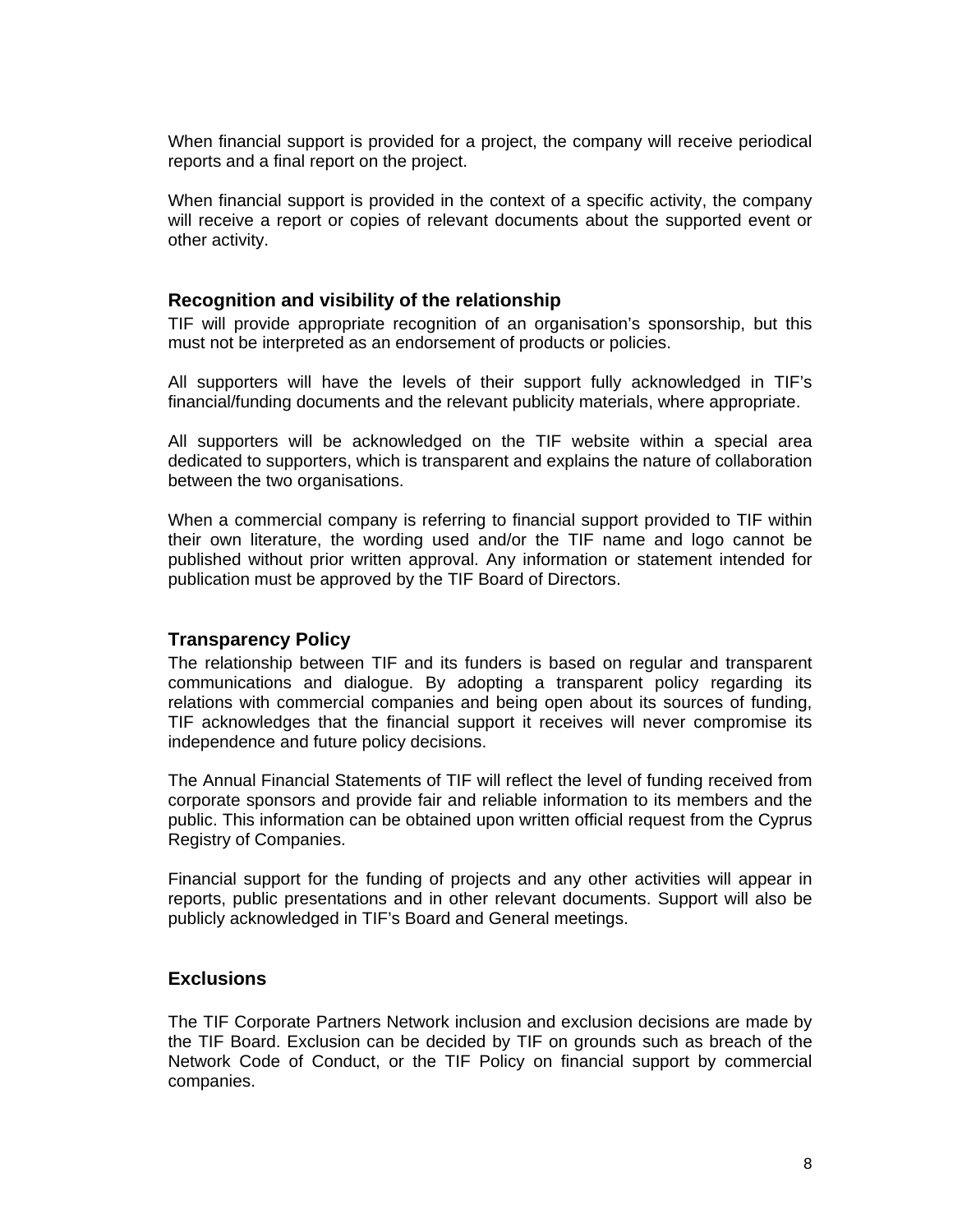When financial support is provided for a project, the company will receive periodical reports and a final report on the project.

When financial support is provided in the context of a specific activity, the company will receive a report or copies of relevant documents about the supported event or other activity.

## Recognition and visibility of the relationship

TIF will provide appropriate recognition of an organisation's sponsorship, but this must not be interpreted as an endorsement of products or policies.

All supporters will have the levels of their support fully acknowledged in TIF's financial/funding documents and the relevant publicity materials, where appropriate.

All supporters will be acknowledged on the TIF website within a special area dedicated to supporters, which is transparent and explains the nature of collaboration between the two organisations.

When a commercial company is referring to financial support provided to TIF within their own literature, the wording used and/or the TIF name and logo cannot be published without prior written approval. Any information or statement intended for publication must be approved by the TIF Board of Directors.

## Transparency Policy

The relationship between TIF and its funders is based on regular and transparent communications and dialogue. By adopting a transparent policy regarding its relations with commercial companies and being open about its sources of funding, TIF acknowledges that the financial support it receives will never compromise its independence and future policy decisions.

The Annual Financial Statements of TIF will reflect the level of funding received from corporate sponsors and provide fair and reliable information to its members and the public. This information can be obtained upon written official request from the Cyprus Registry of Companies.

Financial support for the funding of projects and any other activities will appear in reports, public presentations and in other relevant documents. Support will also be publicly acknowledged in TIF's Board and General meetings.

## Exclusions

The TIF Corporate Partners Network inclusion and exclusion decisions are made by the TIF Board. Exclusion can be decided by TIF on grounds such as breach of the Network Code of Conduct, or the TIF Policy on financial support by commercial companies.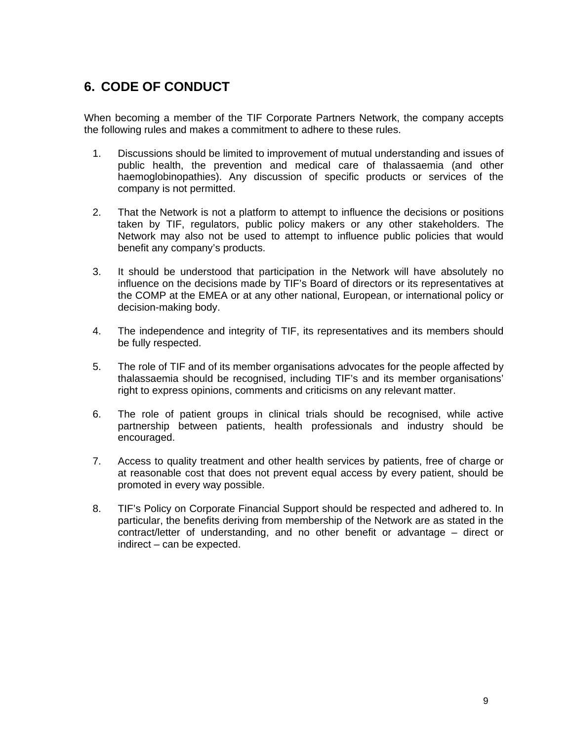## 6. CODE OF CONDUCT

When becoming a member of the TIF Corporate Partners Network, the company accepts the following rules and makes a commitment to adhere to these rules.

1. Discussions should be limited to improvement of mutual understanding and issues of public health, the prevention and medical care of thalassaemia (and other haemoglobinopathies). Any discussion of specific products or services of the company is not permitted.

2. That the Network is not a platform to attempt to influence the decisions or positions taken by TIF, regulators, public policy makers or any other stakeholders. The Network may also not be used to attempt to influence public policies that would benefit any company's products.

3. It should be understood that participation in the Network will have absolutely no influence on the decisions made by TIF's Board of directors or its representatives at the COMP at the EMEA or at any other national, European, or international policy or decision-making body.

4. The independence and integrity of TIF, its representatives and its members should be fully respected.

5. The role of TIF and of its member organisations advocates for the people affected by thalassaemia should be recognised, including TIF's and its member organisations' right to express opinions, comments and criticisms on any relevant matter.

6. The role of patient groups in clinical trials should be recognised, while active partnership between patients, health professionals and industry should be encouraged.

7. Access to quality treatment and other health services by patients, free of charge or at reasonable cost that does not prevent equal access by every patient, should be promoted in every way possible.

8. TIF's Policy on Corporate Financial Support should be respected and adhered to. In particular, the benefits deriving from membership of the Network are as stated in the contract/letter of understanding, and no other benefit or advantage – direct or indirect – can be expected.